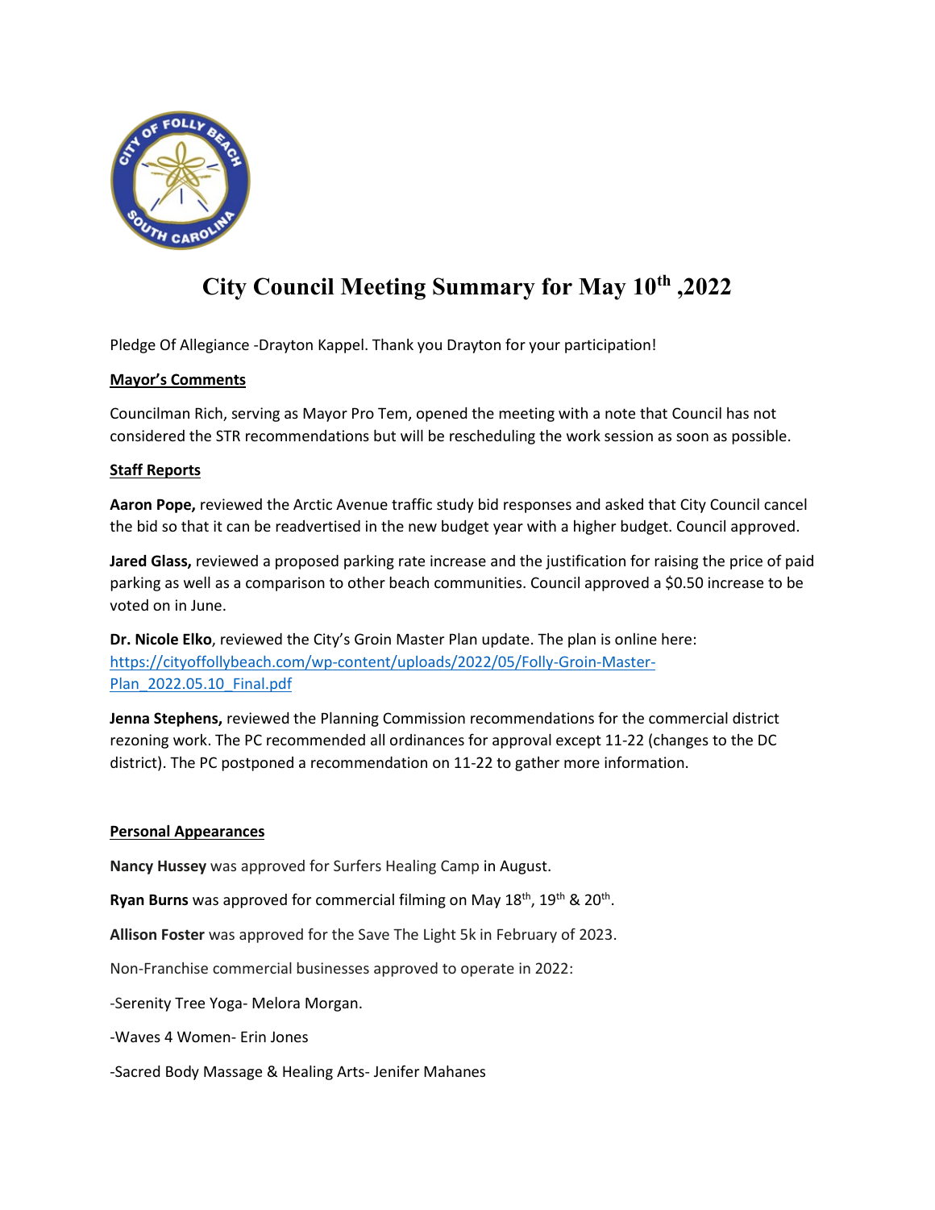# City Council Meeting Summary for May 10th ,2022

Pledge Of Allegiance -Drayton Kappel. Thank you Drayton for your participation!

**Mayor's Comments**

Councilman Rich, serving as Mayor Pro Tem, opened the meeting with a note that Council has not considered the STR recommendations but will be rescheduling the work session as soon as possible.

**Staff Reports**

**Aaron Pope,** reviewed the Arctic Avenue traffic study bid responses and asked that City Council cancel the bid so that it can be readvertised in the new budget year with a higher budget. Council approved.

**Jared Glass,** reviewed a proposed parking rate increase and the justification for raising the price of paid parking as well as a comparison to other beach communities. Council approved a $0.50 increase to be voted on in June.

**Dr. Nicole Elko**, reviewed the City's Groin Master Plan update. The plan is online here: https://cityoffollybeach.com/wp-content/uploads/2022/05/Folly-Groin-Master-Plan_2022.05.10_Final.pdf

**Jenna Stephens,** reviewed the Planning Commission recommendations for the commercial district rezoning work. The PC recommended all ordinances for approval except 11-22 (changes to the DC district). The PC postponed a recommendation on 11-22 to gather more information.

**Personal Appearances**

**Nancy Hussey** was approved for Surfers Healing Camp in August.

**Ryan Burns** was approved for commercial filming on May 18th, 19th & 20th.

**Allison Foster** was approved for the Save The Light 5k in February of 2023.

Non-Franchise commercial businesses approved to operate in 2022:

-Serenity Tree Yoga- Melora Morgan.

-Waves 4 Women- Erin Jones

-Sacred Body Massage & Healing Arts- Jenifer Mahanes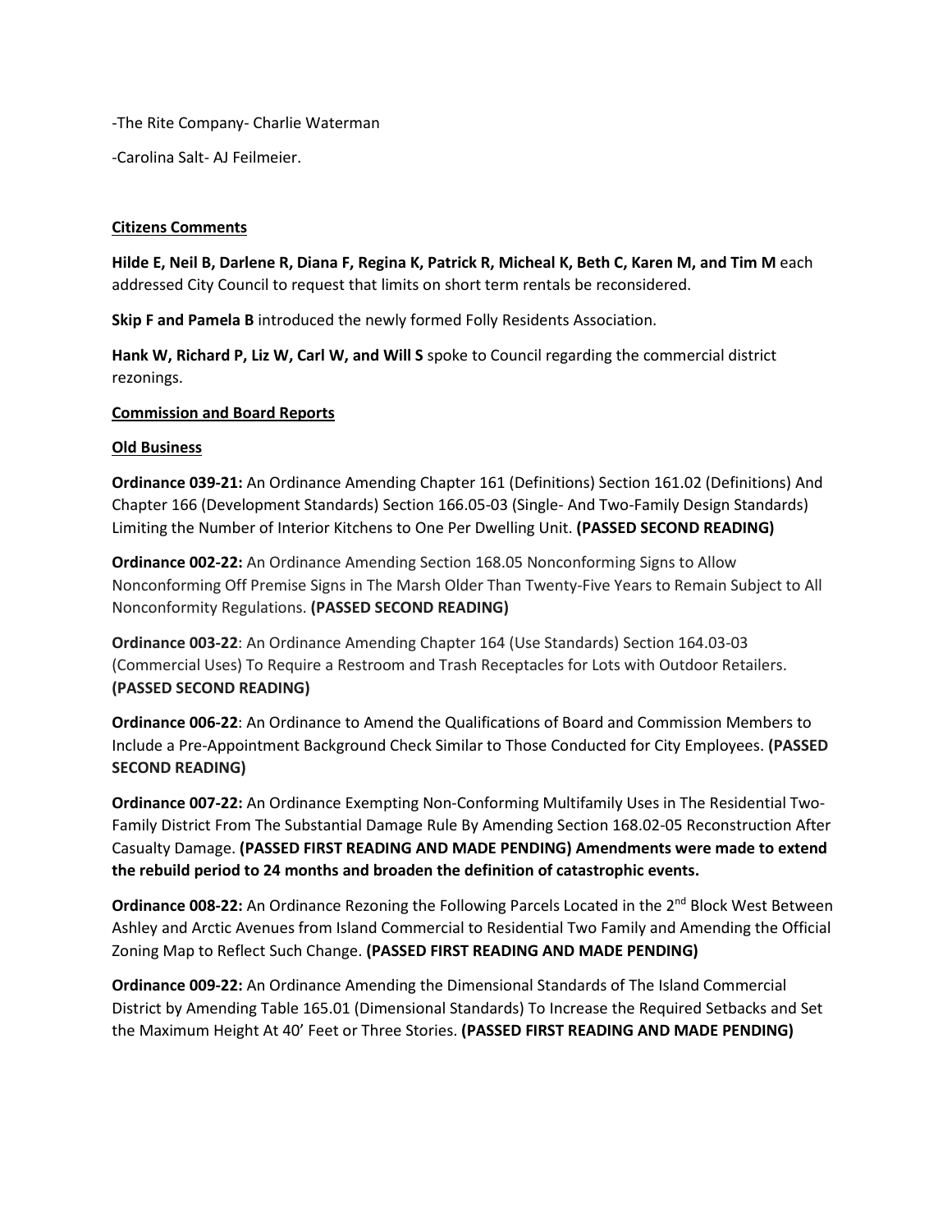-The Rite Company- Charlie Waterman

-Carolina Salt- AJ Feilmeier.

**Citizens Comments**

**Hilde E, Neil B, Darlene R, Diana F, Regina K, Patrick R, Micheal K, Beth C, Karen M, and Tim M** each addressed City Council to request that limits on short term rentals be reconsidered.

**Skip F and Pamela B** introduced the newly formed Folly Residents Association.

**Hank W, Richard P, Liz W, Carl W, and Will S** spoke to Council regarding the commercial district rezonings.

**Commission and Board Reports**

**Old Business**

**Ordinance 039-21:** An Ordinance Amending Chapter 161 (Definitions) Section 161.02 (Definitions) And Chapter 166 (Development Standards) Section 166.05-03 (Single- And Two-Family Design Standards) Limiting the Number of Interior Kitchens to One Per Dwelling Unit. **(PASSED SECOND READING)**

**Ordinance 002-22:** An Ordinance Amending Section 168.05 Nonconforming Signs to Allow Nonconforming Off Premise Signs in The Marsh Older Than Twenty-Five Years to Remain Subject to All Nonconformity Regulations. **(PASSED SECOND READING)**

**Ordinance 003-22**: An Ordinance Amending Chapter 164 (Use Standards) Section 164.03-03 (Commercial Uses) To Require a Restroom and Trash Receptacles for Lots with Outdoor Retailers. **(PASSED SECOND READING)**

**Ordinance 006-22**: An Ordinance to Amend the Qualifications of Board and Commission Members to Include a Pre-Appointment Background Check Similar to Those Conducted for City Employees. **(PASSED SECOND READING)**

**Ordinance 007-22:** An Ordinance Exempting Non-Conforming Multifamily Uses in The Residential Two-Family District From The Substantial Damage Rule By Amending Section 168.02-05 Reconstruction After Casualty Damage. **(PASSED FIRST READING AND MADE PENDING) Amendments were made to extend the rebuild period to 24 months and broaden the definition of catastrophic events.**

**Ordinance 008-22:** An Ordinance Rezoning the Following Parcels Located in the 2nd Block West Between Ashley and Arctic Avenues from Island Commercial to Residential Two Family and Amending the Official Zoning Map to Reflect Such Change. **(PASSED FIRST READING AND MADE PENDING)**

**Ordinance 009-22:** An Ordinance Amending the Dimensional Standards of The Island Commercial District by Amending Table 165.01 (Dimensional Standards) To Increase the Required Setbacks and Set the Maximum Height At 40' Feet or Three Stories. **(PASSED FIRST READING AND MADE PENDING)**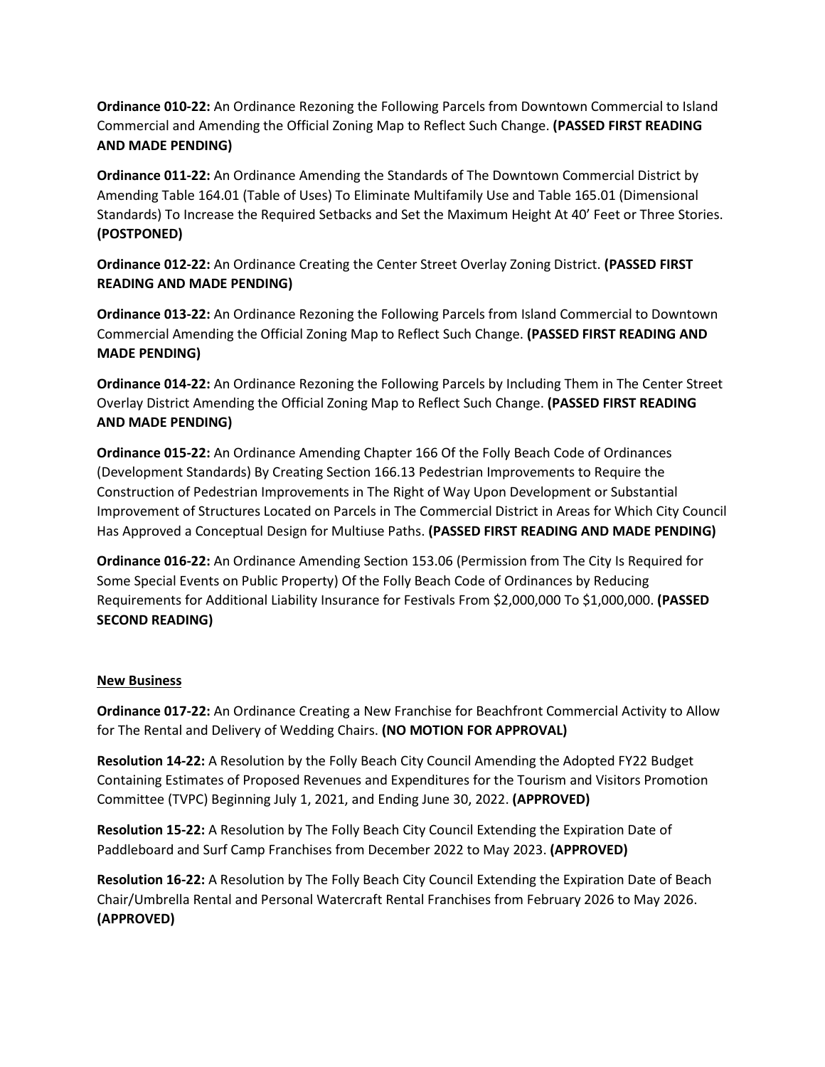**Ordinance 010-22:** An Ordinance Rezoning the Following Parcels from Downtown Commercial to Island Commercial and Amending the Official Zoning Map to Reflect Such Change. **(PASSED FIRST READING AND MADE PENDING)**

**Ordinance 011-22:** An Ordinance Amending the Standards of The Downtown Commercial District by Amending Table 164.01 (Table of Uses) To Eliminate Multifamily Use and Table 165.01 (Dimensional Standards) To Increase the Required Setbacks and Set the Maximum Height At 40' Feet or Three Stories. **(POSTPONED)**

**Ordinance 012-22:** An Ordinance Creating the Center Street Overlay Zoning District. **(PASSED FIRST READING AND MADE PENDING)**

**Ordinance 013-22:** An Ordinance Rezoning the Following Parcels from Island Commercial to Downtown Commercial Amending the Official Zoning Map to Reflect Such Change. **(PASSED FIRST READING AND MADE PENDING)**

**Ordinance 014-22:** An Ordinance Rezoning the Following Parcels by Including Them in The Center Street Overlay District Amending the Official Zoning Map to Reflect Such Change. **(PASSED FIRST READING AND MADE PENDING)**

**Ordinance 015-22:** An Ordinance Amending Chapter 166 Of the Folly Beach Code of Ordinances (Development Standards) By Creating Section 166.13 Pedestrian Improvements to Require the Construction of Pedestrian Improvements in The Right of Way Upon Development or Substantial Improvement of Structures Located on Parcels in The Commercial District in Areas for Which City Council Has Approved a Conceptual Design for Multiuse Paths. **(PASSED FIRST READING AND MADE PENDING)**

**Ordinance 016-22:** An Ordinance Amending Section 153.06 (Permission from The City Is Required for Some Special Events on Public Property) Of the Folly Beach Code of Ordinances by Reducing Requirements for Additional Liability Insurance for Festivals From $2,000,000 To $1,000,000. **(PASSED SECOND READING)**

<u>**New Business**</u>

**Ordinance 017-22:** An Ordinance Creating a New Franchise for Beachfront Commercial Activity to Allow for The Rental and Delivery of Wedding Chairs. **(NO MOTION FOR APPROVAL)**

**Resolution 14-22:** A Resolution by the Folly Beach City Council Amending the Adopted FY22 Budget Containing Estimates of Proposed Revenues and Expenditures for the Tourism and Visitors Promotion Committee (TVPC) Beginning July 1, 2021, and Ending June 30, 2022. **(APPROVED)**

**Resolution 15-22:** A Resolution by The Folly Beach City Council Extending the Expiration Date of Paddleboard and Surf Camp Franchises from December 2022 to May 2023. **(APPROVED)**

**Resolution 16-22:** A Resolution by The Folly Beach City Council Extending the Expiration Date of Beach Chair/Umbrella Rental and Personal Watercraft Rental Franchises from February 2026 to May 2026. **(APPROVED)**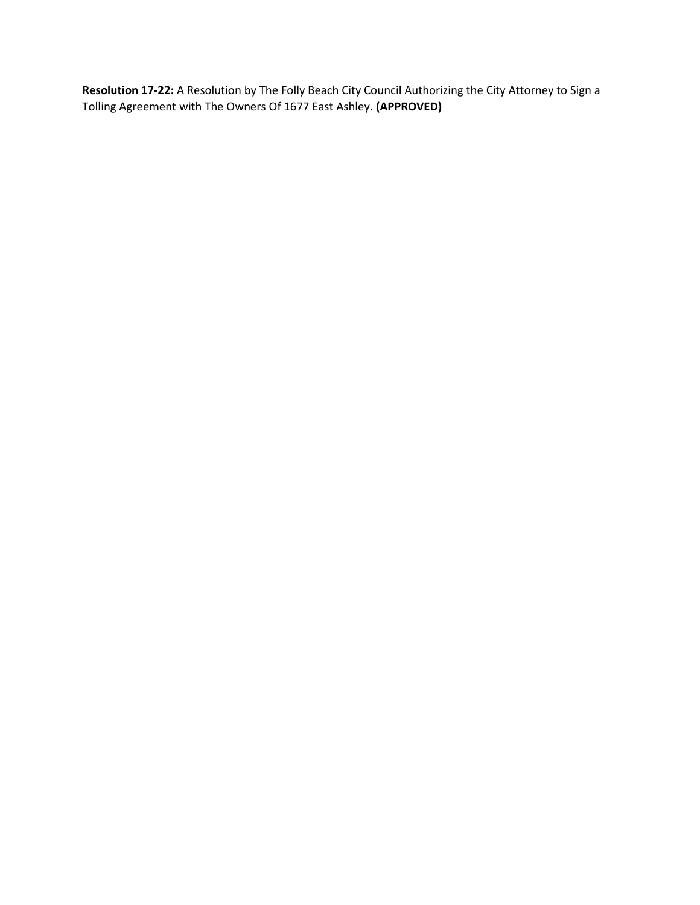**Resolution 17-22:** A Resolution by The Folly Beach City Council Authorizing the City Attorney to Sign a Tolling Agreement with The Owners Of 1677 East Ashley. **(APPROVED)**